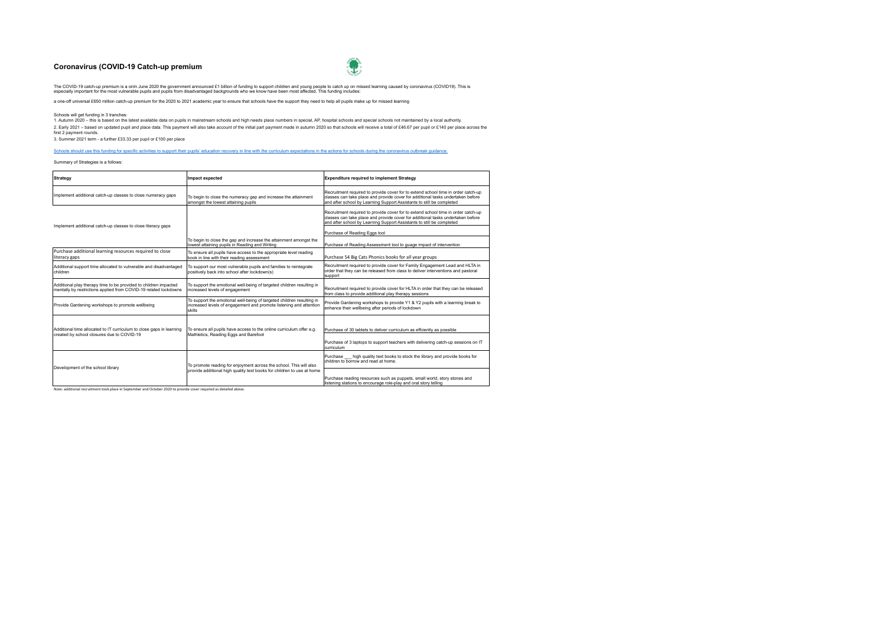# Coronavirus (COVID-19 Catch-up premium

The COVID-19 catch-up premium is a onIn June 2020 the government announced £1 billion of funding to support children and young people to catch up on missed learning caused by coronavirus (COVID19). This is especially important for the most vulnerable pupils and pupils from disadvantaged backgrounds who we know have been most affected. This funding includes:

a one-off universal £650 million catch-up premium for the 2020 to 2021 academic year to ensure that schools have the support they need to help all pupils make up for missed learning

Schools will get funding in 3 tranches:

1. Autumn 2020 – this is based on the latest available data on pupils in mainstream schools and high needs place numbers in special, AP, hospital schools and special schools not maintained by a local authority.
2. Early 2021 – based on updated pupil and place data. This payment will also take account of the initial part payment made in autumn 2020 so that schools will receive a total of £46.67 per pupil or £140 per place across the first 2 payment rounds.
3. Summer 2021 term - a further £33.33 per pupil or £100 per place

Schools should use this funding for specific activities to support their pupils' education recovery in line with the curriculum expectations in the actions for schools during the coronavirus outbreak guidance.

Summary of Strategies is a follows:

| Strategy | Impact expected | Expenditure required to implement Strategy |
|---|---|---|
| Implement additional catch-up classes to close numeracy gaps | To begin to close the numeracy gap and increase the attainment amongst the lowest attaining pupils | Recruitment required to provide cover for to extend school time in order catch-up classes can take place and provide cover for additional tasks undertaken before and after school by Learning Support Assistants to still be completed |
| Implement additional catch-up classes to close literacy gaps | To begin to close the gap and increase the attainment amongst the lowest attaining pupils in Reading and Writing | Recruitment required to provide cover for to extend school time in order catch-up classes can take place and provide cover for additional tasks undertaken before and after school by Learning Support Assistants to still be completed |
| | | Purchase of Reading Eggs tool |
| | | Purchase of Reading Assessment tool to guage impact of intervention |
| Purchase additional learning resources required to close literacy gaps | To ensure all pupils have access to the appropriate level reading book in line with their reading assessment | Purchase 54 Big Cats Phonics books for all year groups |
| Additional support time allocated to vulnerable and disadvantaged children | To support our most vulnerable pupils and families to reintegrate positively back into school after lockdown(s) | Recruitment required to provide cover for Family Engagement Lead and HLTA in order that they can be released from class to deliver interventions and pastoral support |
| Additional play therapy time to be provided to children impacted mentally by restrictions applied from COVID-19 related lockdowns | To support the emotional well-being of targeted children resulting in increased levels of engagement | Recruitment required to provide cover for HLTA in order that they can be released from class to provide additional play therapy sessions |
| Provide Gardening workshops to promote wellbeing | To support the emotional well-being of targeted children resulting in increased levels of engagement and promote listening and attention skills | Provide Gardening workshops to provide Y1 & Y2 pupils with a learning break to enhance their wellbeing after periods of lockdown |
| Additional time allocated to IT curriculum to close gaps in learning created by school closures due to COVID-19 | To ensure all pupils have access to the online curriculum offer e.g. Mathletics, Reading Eggs and Barefoot | Purchase of 30 tablets to deliver curriculum as effciently as possible |
| | | Purchase of 3 laptops to support teachers with delivering catch-up sessions on IT curriculum |
| Development of the school library | To promote reading for enjoyment across the school. This will also provide additional high quality text books for children to use at home | Purchase ___ high quality text books to stock the library and provide books for children to borrow and read at home. |
| | | Purchase reading resources such as puppets, small world, story stones and listening stations to encourage role-play and oral story telling |

Note: additional recruitment took place in September and October 2020 to provide cover required as detailed above.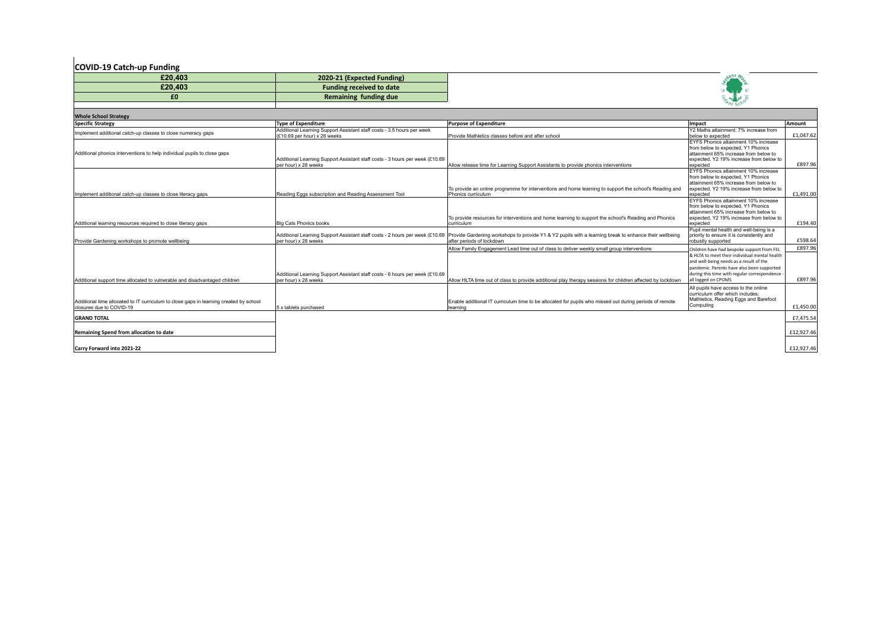## COVID-19 Catch-up Funding

| | |
|---|---|
| £20,403 | 2020-21 (Expected Funding) |
| £20,403 | Funding received to date |
| £0 | Remaining funding due |

| Whole School Strategy | | | | |
|---|---|---|---|---|
| **Specific Strategy** | **Type of Expenditure** | **Purpose of Expenditure** | **Impact** | **Amount** |
| Implement additional catch-up classes to close numeracy gaps | Additional Learning Support Assistant staff costs - 3.5 hours per week (£10.69 per hour) x 28 weeks | Provide Mathletics classes before and after school | Y2 Maths attainment: 7% increase from below to expected | £1,047.62 |
| Additional phonics interventions to help individual pupils to close gaps | Additional Learning Support Assistant staff costs - 3 hours per week (£10.69 per hour) x 28 weeks | Allow release time for Learning Support Assistants to provide phonics interventions | EYFS Phonics attainment 10% increase from below to expected, Y1 Phonics attainment 65% increase from below to expected, Y2 19% increase from below to expected | £897.96 |
| Implement additional catch-up classes to close literacy gaps | Reading Eggs subscription and Reading Assessment Tool | To provide an online programme for interventions and home learning to support the school's Reading and Phonics curriculum | EYFS Phonics attainment 10% increase from below to expected, Y1 Phonics attainment 65% increase from below to expected, Y2 19% increase from below to expected | £1,491.00 |
| Additional learning resources required to close literacy gaps | Big Cats Phonics books | To provide resources for interventions and home learning to support the school's Reading and Phonics curriculum | EYFS Phonics attainment 10% increase from below to expected, Y1 Phonics attainment 65% increase from below to expected, Y2 19% increase from below to expected | £194.40 |
| Provide Gardening workshops to promote wellbeing | Additional Learning Support Assistant staff costs - 2 hours per week (£10.69 per hour) x 28 weeks | Provide Gardening workshops to provide Y1 & Y2 pupils with a learning break to enhance their wellbeing after periods of lockdown | Pupil mental health and well-being is a priority to ensure it is consistently and robustly supported | £598.64 |
| | | Allow Family Engagement Lead time out of class to deliver weekly small group interventions | Children have had bespoke support from FEL & HLTA to meet their individual mental health and well-being needs as a result of the pandemic. Parents have also been supported during this time with regular correspondence - all logged on CPOMS | £897.96 |
| Additional support time allocated to vulnerable and disadvantaged children | Additional Learning Support Assistant staff costs - 6 hours per week (£10.69 per hour) x 28 weeks | Allow HLTA time out of class to provide additional play therapy sessions for children affected by lockdown | | £897.96 |
| Additional time allocated to IT curriculum to close gaps in learning created by school closures due to COVID-19 | 5 x tablets purchased | Enable additional IT curriculum time to be allocated for pupils who missed out during periods of remote learning | All pupils have access to the online curriculum offer which includes: Mathletics, Reading Eggs and Barefoot Computing | £1,450.00 |
| **GRAND TOTAL** | | | | £7,475.54 |
| **Remaining Spend from allocation to date** | | | | £12,927.46 |
| **Carry Forward into 2021-22** | | | | £12,927.46 |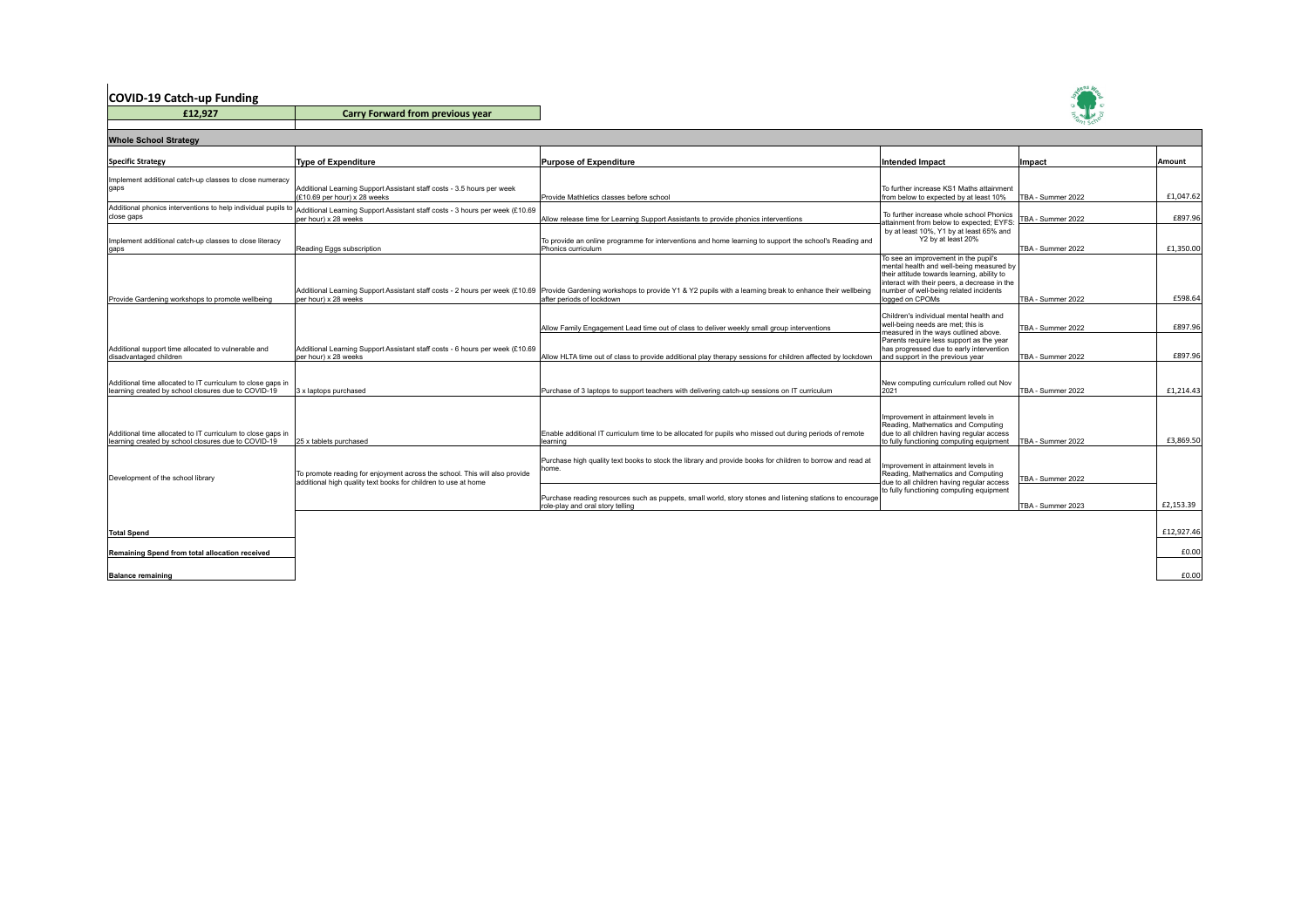## COVID-19 Catch-up Funding

| £12,927 | Carry Forward from previous year |
|---|---|

### Whole School Strategy

| Specific Strategy | Type of Expenditure | Purpose of Expenditure | Intended Impact | Impact | Amount |
|---|---|---|---|---|---|
| Implement additional catch-up classes to close numeracy gaps | Additional Learning Support Assistant staff costs - 3.5 hours per week (£10.69 per hour) x 28 weeks | Provide Mathletics classes before school | To further increase KS1 Maths attainment from below to expected by at least 10% | TBA - Summer 2022 | £1,047.62 |
| Additional phonics interventions to help individual pupils to close gaps | Additional Learning Support Assistant staff costs - 3 hours per week (£10.69 per hour) x 28 weeks | Allow release time for Learning Support Assistants to provide phonics interventions | To further increase whole school Phonics attainment from below to expected; EYFS: by at least 10%, Y1 by at least 65% and Y2 by at least 20% | TBA - Summer 2022 | £897.96 |
| Implement additional catch-up classes to close literacy gaps | Reading Eggs subscription | To provide an online programme for interventions and home learning to support the school's Reading and Phonics curriculum | | TBA - Summer 2022 | £1,350.00 |
| Provide Gardening workshops to promote wellbeing | Additional Learning Support Assistant staff costs - 2 hours per week (£10.69 per hour) x 28 weeks | Provide Gardening workshops to provide Y1 & Y2 pupils with a learning break to enhance their wellbeing after periods of lockdown | To see an improvement in the pupil's mental health and well-being measured by their attitude towards learning, ability to interact with their peers, a decrease in the number of well-being related incidents logged on CPOMs | TBA - Summer 2022 | £598.64 |
| Additional support time allocated to vulnerable and disadvantaged children | Additional Learning Support Assistant staff costs - 6 hours per week (£10.69 per hour) x 28 weeks | Allow Family Engagement Lead time out of class to deliver weekly small group interventions | Children's individual mental health and well-being needs are met; this is measured in the ways outlined above. Parents require less support as the year has progressed due to early intervention and support in the previous year | TBA - Summer 2022 | £897.96 |
| | | Allow HLTA time out of class to provide additional play therapy sessions for children affected by lockdown | | TBA - Summer 2022 | £897.96 |
| Additional time allocated to IT curriculum to close gaps in learning created by school closures due to COVID-19 | 3 x laptops purchased | Purchase of 3 laptops to support teachers with delivering catch-up sessions on IT curriculum | New computing curriculum rolled out Nov 2021 | TBA - Summer 2022 | £1,214.43 |
| Additional time allocated to IT curriculum to close gaps in learning created by school closures due to COVID-19 | 25 x tablets purchased | Enable additional IT curriculum time to be allocated for pupils who missed out during periods of remote learning | Improvement in attainment levels in Reading, Mathematics and Computing due to all children having regular access to fully functioning computing equipment | TBA - Summer 2022 | £3,869.50 |
| Development of the school library | To promote reading for enjoyment across the school. This will also provide additional high quality text books for children to use at home | Purchase high quality text books to stock the library and provide books for children to borrow and read at home. | Improvement in attainment levels in Reading, Mathematics and Computing due to all children having regular access to fully functioning computing equipment | TBA - Summer 2022 | |
| | | Purchase reading resources such as puppets, small world, story stones and listening stations to encourage role-play and oral story telling | | TBA - Summer 2023 | £2,153.39 |
| **Total Spend** | | | | | £12,927.46 |
| **Remaining Spend from total allocation received** | | | | | £0.00 |
| **Balance remaining** | | | | | £0.00 |